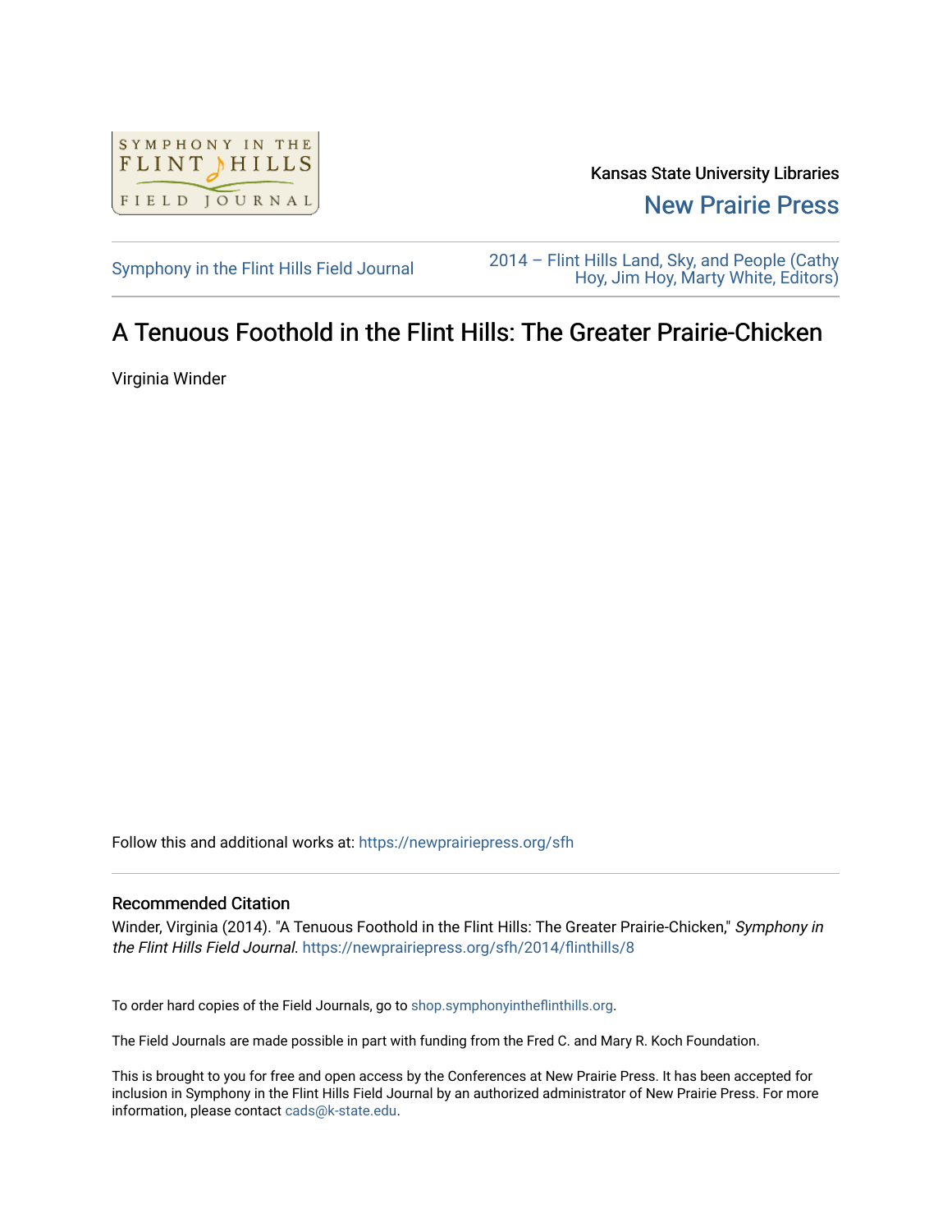Kansas State University Libraries

New Prairie Press

Symphony in the Flint Hills Field Journal

2014 – Flint Hills Land, Sky, and People (Cathy Hoy, Jim Hoy, Marty White, Editors)

# A Tenuous Foothold in the Flint Hills: The Greater Prairie-Chicken

Virginia Winder

Follow this and additional works at: https://newprairiepress.org/sfh

## Recommended Citation

Winder, Virginia (2014). "A Tenuous Foothold in the Flint Hills: The Greater Prairie-Chicken," *Symphony in the Flint Hills Field Journal*. https://newprairiepress.org/sfh/2014/flinthills/8

To order hard copies of the Field Journals, go to shop.symphonyintheflinthills.org.

The Field Journals are made possible in part with funding from the Fred C. and Mary R. Koch Foundation.

This is brought to you for free and open access by the Conferences at New Prairie Press. It has been accepted for inclusion in Symphony in the Flint Hills Field Journal by an authorized administrator of New Prairie Press. For more information, please contact cads@k-state.edu.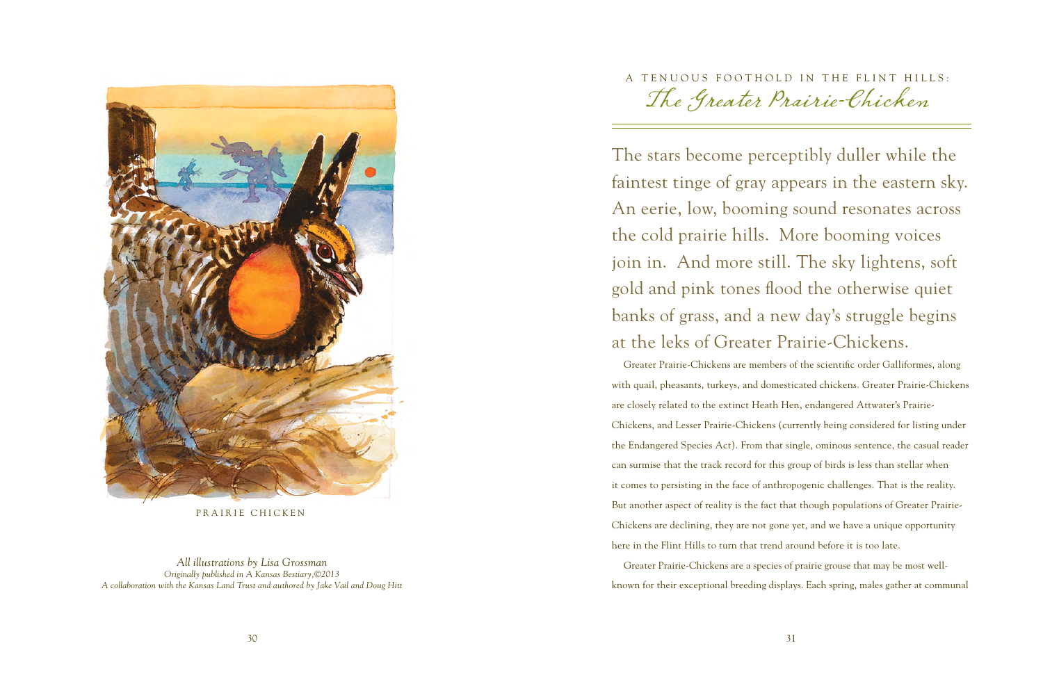PRAIRIE CHICKEN

*All illustrations by Lisa Grossman*
*Originally published in A Kansas Bestiary,©2013*
*A collaboration with the Kansas Land Trust and authored by Jake Vail and Doug Hitt*

A TENUOUS FOOTHOLD IN THE FLINT HILLS:

# *The Greater Prairie-Chicken*

The stars become perceptibly duller while the faintest tinge of gray appears in the eastern sky. An eerie, low, booming sound resonates across the cold prairie hills. More booming voices join in. And more still. The sky lightens, soft gold and pink tones flood the otherwise quiet banks of grass, and a new day's struggle begins at the leks of Greater Prairie-Chickens.

Greater Prairie-Chickens are members of the scientific order Galliformes, along with quail, pheasants, turkeys, and domesticated chickens. Greater Prairie-Chickens are closely related to the extinct Heath Hen, endangered Attwater's Prairie-Chickens, and Lesser Prairie-Chickens (currently being considered for listing under the Endangered Species Act). From that single, ominous sentence, the casual reader can surmise that the track record for this group of birds is less than stellar when it comes to persisting in the face of anthropogenic challenges. That is the reality. But another aspect of reality is the fact that though populations of Greater Prairie-Chickens are declining, they are not gone yet, and we have a unique opportunity here in the Flint Hills to turn that trend around before it is too late.

Greater Prairie-Chickens are a species of prairie grouse that may be most well-known for their exceptional breeding displays. Each spring, males gather at communal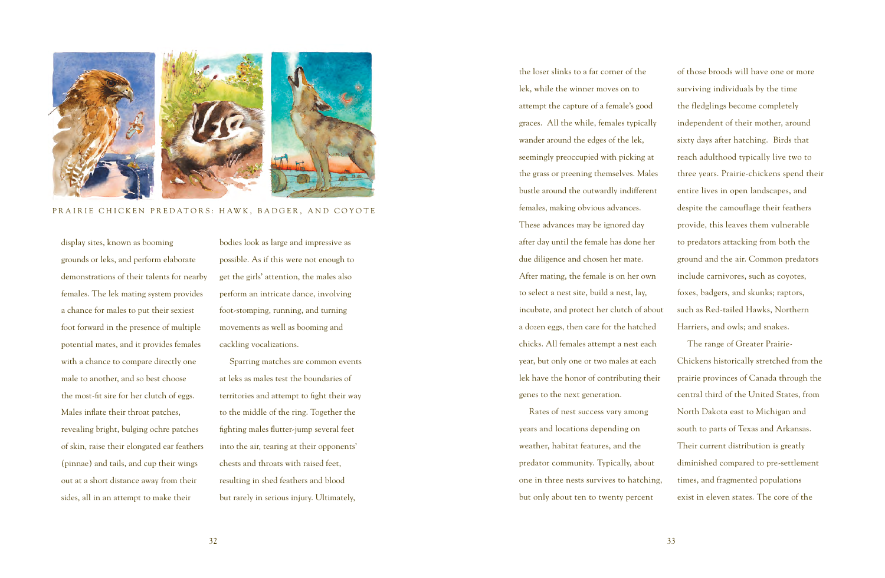PRAIRIE CHICKEN PREDATORS: HAWK, BADGER, AND COYOTE

display sites, known as booming grounds or leks, and perform elaborate demonstrations of their talents for nearby females. The lek mating system provides a chance for males to put their sexiest foot forward in the presence of multiple potential mates, and it provides females with a chance to compare directly one male to another, and so best choose the most-fit sire for her clutch of eggs. Males inflate their throat patches, revealing bright, bulging ochre patches of skin, raise their elongated ear feathers (pinnae) and tails, and cup their wings out at a short distance away from their sides, all in an attempt to make their bodies look as large and impressive as possible. As if this were not enough to get the girls' attention, the males also perform an intricate dance, involving foot-stomping, running, and turning movements as well as booming and cackling vocalizations.

Sparring matches are common events at leks as males test the boundaries of territories and attempt to fight their way to the middle of the ring. Together the fighting males flutter-jump several feet into the air, tearing at their opponents' chests and throats with raised feet, resulting in shed feathers and blood but rarely in serious injury. Ultimately, the loser slinks to a far corner of the lek, while the winner moves on to attempt the capture of a female's good graces. All the while, females typically wander around the edges of the lek, seemingly preoccupied with picking at the grass or preening themselves. Males bustle around the outwardly indifferent females, making obvious advances. These advances may be ignored day after day until the female has done her due diligence and chosen her mate. After mating, the female is on her own to select a nest site, build a nest, lay, incubate, and protect her clutch of about a dozen eggs, then care for the hatched chicks. All females attempt a nest each year, but only one or two males at each lek have the honor of contributing their genes to the next generation.

Rates of nest success vary among years and locations depending on weather, habitat features, and the predator community. Typically, about one in three nests survives to hatching, but only about ten to twenty percent of those broods will have one or more surviving individuals by the time the fledglings become completely independent of their mother, around sixty days after hatching. Birds that reach adulthood typically live two to three years. Prairie-chickens spend their entire lives in open landscapes, and despite the camouflage their feathers provide, this leaves them vulnerable to predators attacking from both the ground and the air. Common predators include carnivores, such as coyotes, foxes, badgers, and skunks; raptors, such as Red-tailed Hawks, Northern Harriers, and owls; and snakes.

The range of Greater Prairie-Chickens historically stretched from the prairie provinces of Canada through the central third of the United States, from North Dakota east to Michigan and south to parts of Texas and Arkansas. Their current distribution is greatly diminished compared to pre-settlement times, and fragmented populations exist in eleven states. The core of the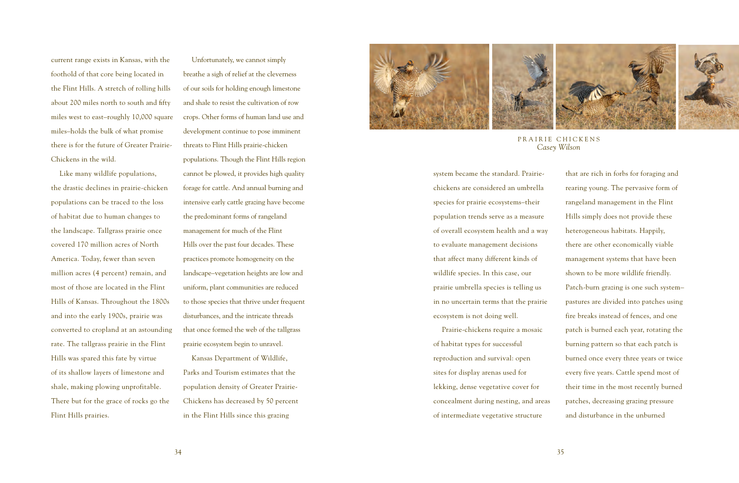current range exists in Kansas, with the foothold of that core being located in the Flint Hills. A stretch of rolling hills about 200 miles north to south and fifty miles west to east–roughly 10,000 square miles–holds the bulk of what promise there is for the future of Greater Prairie-Chickens in the wild.

Like many wildlife populations, the drastic declines in prairie-chicken populations can be traced to the loss of habitat due to human changes to the landscape. Tallgrass prairie once covered 170 million acres of North America. Today, fewer than seven million acres (4 percent) remain, and most of those are located in the Flint Hills of Kansas. Throughout the 1800s and into the early 1900s, prairie was converted to cropland at an astounding rate. The tallgrass prairie in the Flint Hills was spared this fate by virtue of its shallow layers of limestone and shale, making plowing unprofitable. There but for the grace of rocks go the Flint Hills prairies.

Unfortunately, we cannot simply breathe a sigh of relief at the cleverness of our soils for holding enough limestone and shale to resist the cultivation of row crops. Other forms of human land use and development continue to pose imminent threats to Flint Hills prairie-chicken populations. Though the Flint Hills region cannot be plowed, it provides high quality forage for cattle. And annual burning and intensive early cattle grazing have become the predominant forms of rangeland management for much of the Flint Hills over the past four decades. These practices promote homogeneity on the landscape–vegetation heights are low and uniform, plant communities are reduced to those species that thrive under frequent disturbances, and the intricate threads that once formed the web of the tallgrass prairie ecosystem begin to unravel.

Kansas Department of Wildlife, Parks and Tourism estimates that the population density of Greater Prairie-Chickens has decreased by 50 percent in the Flint Hills since this grazing system became the standard. Prairie-chickens are considered an umbrella species for prairie ecosystems–their population trends serve as a measure of overall ecosystem health and a way to evaluate management decisions that affect many different kinds of wildlife species. In this case, our prairie umbrella species is telling us in no uncertain terms that the prairie ecosystem is not doing well.

Prairie-chickens require a mosaic of habitat types for successful reproduction and survival: open sites for display arenas used for lekking, dense vegetative cover for concealment during nesting, and areas of intermediate vegetative structure that are rich in forbs for foraging and rearing young. The pervasive form of rangeland management in the Flint Hills simply does not provide these heterogeneous habitats. Happily, there are other economically viable management systems that have been shown to be more wildlife friendly. Patch-burn grazing is one such system–pastures are divided into patches using fire breaks instead of fences, and one patch is burned each year, rotating the burning pattern so that each patch is burned once every three years or twice every five years. Cattle spend most of their time in the most recently burned patches, decreasing grazing pressure and disturbance in the unburned

PRAIRIE CHICKENS
*Casey Wilson*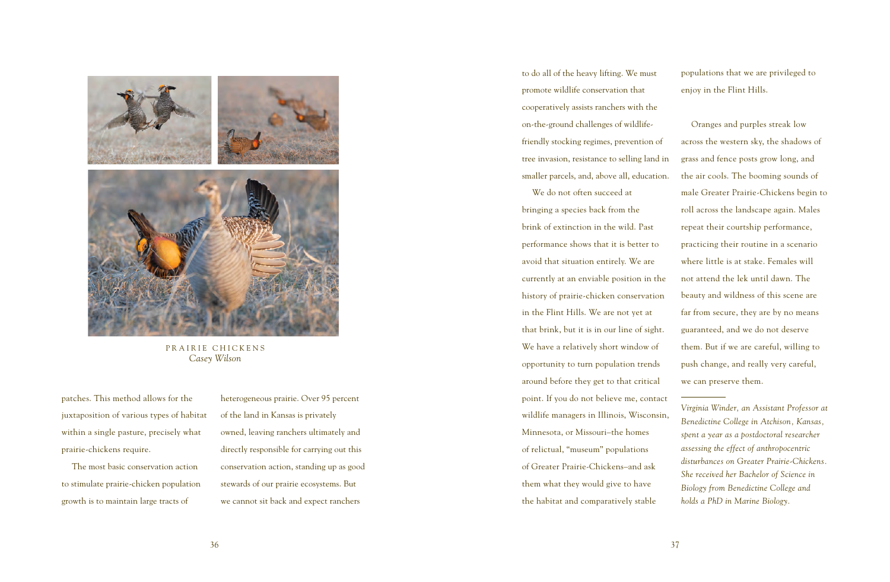PRAIRIE CHICKENS
*Casey Wilson*

patches. This method allows for the juxtaposition of various types of habitat within a single pasture, precisely what prairie-chickens require.

The most basic conservation action to stimulate prairie-chicken population growth is to maintain large tracts of heterogeneous prairie. Over 95 percent of the land in Kansas is privately owned, leaving ranchers ultimately and directly responsible for carrying out this conservation action, standing up as good stewards of our prairie ecosystems. But we cannot sit back and expect ranchers to do all of the heavy lifting. We must promote wildlife conservation that cooperatively assists ranchers with the on-the-ground challenges of wildlife-friendly stocking regimes, prevention of tree invasion, resistance to selling land in smaller parcels, and, above all, education.

We do not often succeed at bringing a species back from the brink of extinction in the wild. Past performance shows that it is better to avoid that situation entirely. We are currently at an enviable position in the history of prairie-chicken conservation in the Flint Hills. We are not yet at that brink, but it is in our line of sight. We have a relatively short window of opportunity to turn population trends around before they get to that critical point. If you do not believe me, contact wildlife managers in Illinois, Wisconsin, Minnesota, or Missouri–the homes of relictual, "museum" populations of Greater Prairie-Chickens–and ask them what they would give to have the habitat and comparatively stable populations that we are privileged to enjoy in the Flint Hills.

Oranges and purples streak low across the western sky, the shadows of grass and fence posts grow long, and the air cools. The booming sounds of male Greater Prairie-Chickens begin to roll across the landscape again. Males repeat their courtship performance, practicing their routine in a scenario where little is at stake. Females will not attend the lek until dawn. The beauty and wildness of this scene are far from secure, they are by no means guaranteed, and we do not deserve them. But if we are careful, willing to push change, and really very careful, we can preserve them.

---

*Virginia Winder, an Assistant Professor at Benedictine College in Atchison, Kansas, spent a year as a postdoctoral researcher assessing the effect of anthropocentric disturbances on Greater Prairie-Chickens. She received her Bachelor of Science in Biology from Benedictine College and holds a PhD in Marine Biology.*